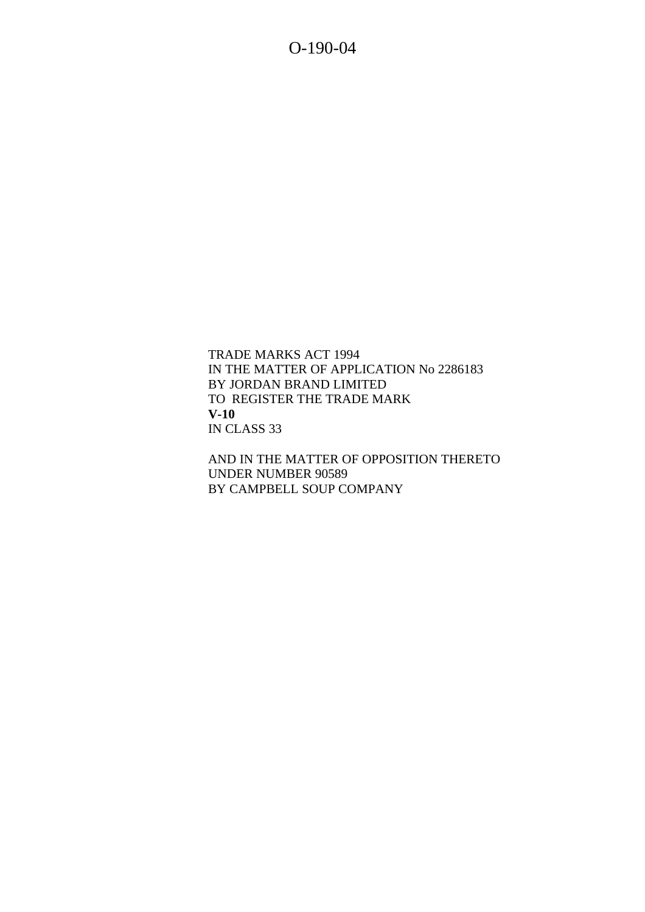O-190-04

TRADE MARKS ACT 1994
IN THE MATTER OF APPLICATION No 2286183
BY JORDAN BRAND LIMITED
TO REGISTER THE TRADE MARK
**V-10**
IN CLASS 33

AND IN THE MATTER OF OPPOSITION THERETO
UNDER NUMBER 90589
BY CAMPBELL SOUP COMPANY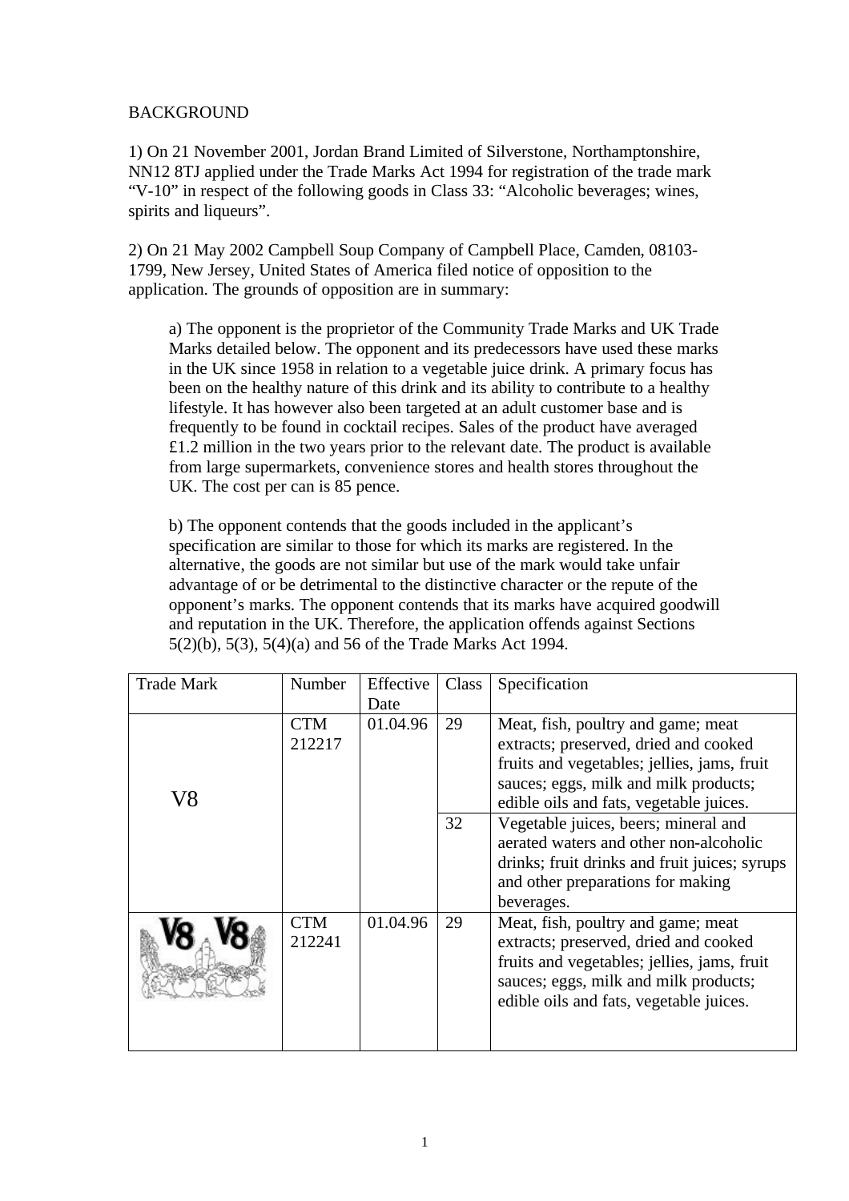BACKGROUND

1) On 21 November 2001, Jordan Brand Limited of Silverstone, Northamptonshire, NN12 8TJ applied under the Trade Marks Act 1994 for registration of the trade mark "V-10" in respect of the following goods in Class 33: "Alcoholic beverages; wines, spirits and liqueurs".

2) On 21 May 2002 Campbell Soup Company of Campbell Place, Camden, 08103-1799, New Jersey, United States of America filed notice of opposition to the application. The grounds of opposition are in summary:

> a) The opponent is the proprietor of the Community Trade Marks and UK Trade Marks detailed below. The opponent and its predecessors have used these marks in the UK since 1958 in relation to a vegetable juice drink. A primary focus has been on the healthy nature of this drink and its ability to contribute to a healthy lifestyle. It has however also been targeted at an adult customer base and is frequently to be found in cocktail recipes. Sales of the product have averaged £1.2 million in the two years prior to the relevant date. The product is available from large supermarkets, convenience stores and health stores throughout the UK. The cost per can is 85 pence.
>
> b) The opponent contends that the goods included in the applicant's specification are similar to those for which its marks are registered. In the alternative, the goods are not similar but use of the mark would take unfair advantage of or be detrimental to the distinctive character or the repute of the opponent's marks. The opponent contends that its marks have acquired goodwill and reputation in the UK. Therefore, the application offends against Sections 5(2)(b), 5(3), 5(4)(a) and 56 of the Trade Marks Act 1994.

| Trade Mark | Number | Effective Date | Class | Specification |
|---|---|---|---|---|
| V8 | CTM 212217 | 01.04.96 | 29 | Meat, fish, poultry and game; meat extracts; preserved, dried and cooked fruits and vegetables; jellies, jams, fruit sauces; eggs, milk and milk products; edible oils and fats, vegetable juices. |
| | | | 32 | Vegetable juices, beers; mineral and aerated waters and other non-alcoholic drinks; fruit drinks and fruit juices; syrups and other preparations for making beverages. |
| V8 V8 (device) | CTM 212241 | 01.04.96 | 29 | Meat, fish, poultry and game; meat extracts; preserved, dried and cooked fruits and vegetables; jellies, jams, fruit sauces; eggs, milk and milk products; edible oils and fats, vegetable juices. |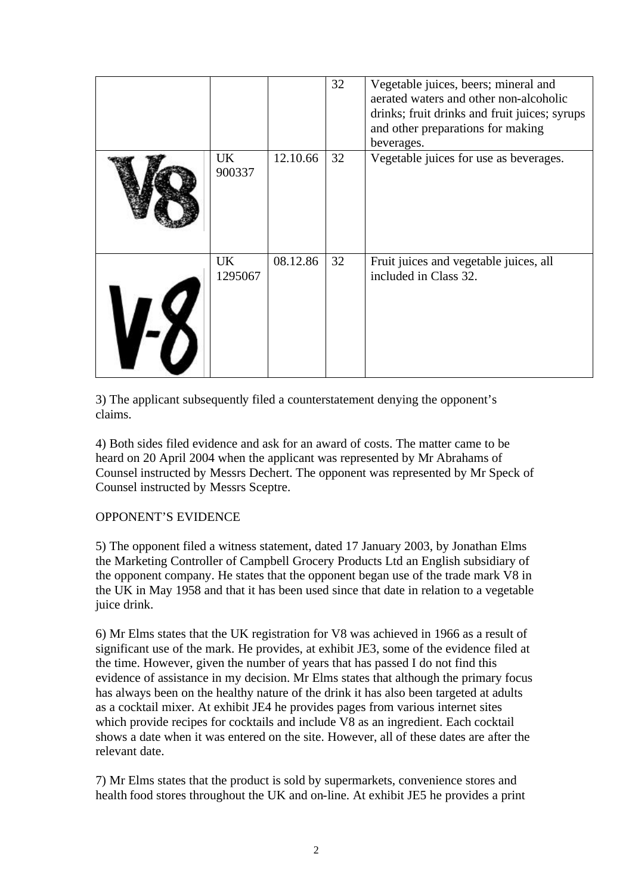| | | | | |
|---|---|---|---|---|
| | | | 32 | Vegetable juices, beers; mineral and aerated waters and other non-alcoholic drinks; fruit drinks and fruit juices; syrups and other preparations for making beverages. |
| V8 | UK 900337 | 12.10.66 | 32 | Vegetable juices for use as beverages. |
| V-8 | UK 1295067 | 08.12.86 | 32 | Fruit juices and vegetable juices, all included in Class 32. |

3) The applicant subsequently filed a counterstatement denying the opponent's claims.

4) Both sides filed evidence and ask for an award of costs. The matter came to be heard on 20 April 2004 when the applicant was represented by Mr Abrahams of Counsel instructed by Messrs Dechert. The opponent was represented by Mr Speck of Counsel instructed by Messrs Sceptre.

OPPONENT'S EVIDENCE

5) The opponent filed a witness statement, dated 17 January 2003, by Jonathan Elms the Marketing Controller of Campbell Grocery Products Ltd an English subsidiary of the opponent company. He states that the opponent began use of the trade mark V8 in the UK in May 1958 and that it has been used since that date in relation to a vegetable juice drink.

6) Mr Elms states that the UK registration for V8 was achieved in 1966 as a result of significant use of the mark. He provides, at exhibit JE3, some of the evidence filed at the time. However, given the number of years that has passed I do not find this evidence of assistance in my decision. Mr Elms states that although the primary focus has always been on the healthy nature of the drink it has also been targeted at adults as a cocktail mixer. At exhibit JE4 he provides pages from various internet sites which provide recipes for cocktails and include V8 as an ingredient. Each cocktail shows a date when it was entered on the site. However, all of these dates are after the relevant date.

7) Mr Elms states that the product is sold by supermarkets, convenience stores and health food stores throughout the UK and on-line. At exhibit JE5 he provides a print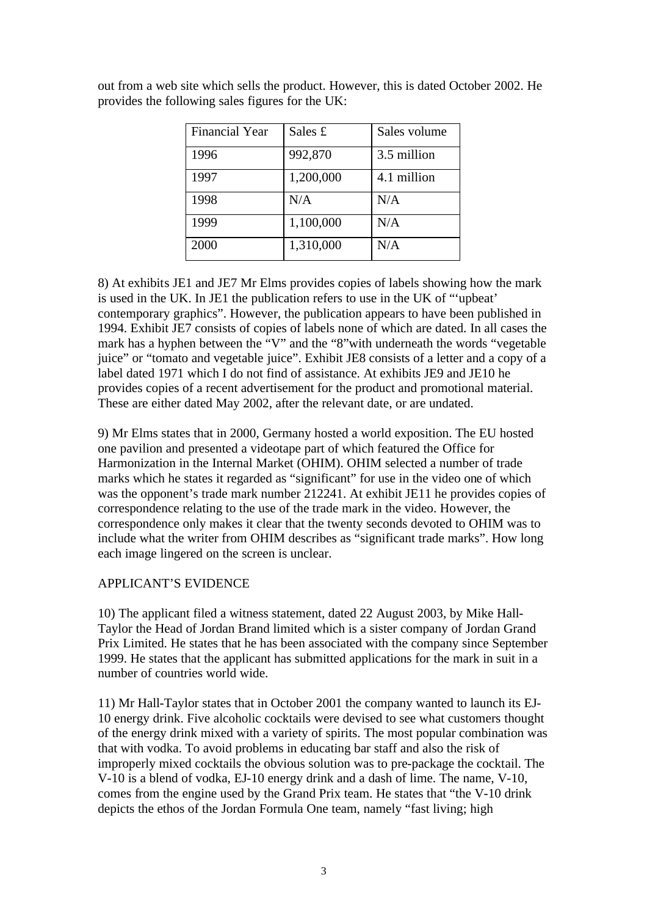out from a web site which sells the product. However, this is dated October 2002. He provides the following sales figures for the UK:

| Financial Year | Sales £ | Sales volume |
| --- | --- | --- |
| 1996 | 992,870 | 3.5 million |
| 1997 | 1,200,000 | 4.1 million |
| 1998 | N/A | N/A |
| 1999 | 1,100,000 | N/A |
| 2000 | 1,310,000 | N/A |

8) At exhibits JE1 and JE7 Mr Elms provides copies of labels showing how the mark is used in the UK. In JE1 the publication refers to use in the UK of "'upbeat' contemporary graphics". However, the publication appears to have been published in 1994. Exhibit JE7 consists of copies of labels none of which are dated. In all cases the mark has a hyphen between the "V" and the "8"with underneath the words "vegetable juice" or "tomato and vegetable juice". Exhibit JE8 consists of a letter and a copy of a label dated 1971 which I do not find of assistance. At exhibits JE9 and JE10 he provides copies of a recent advertisement for the product and promotional material. These are either dated May 2002, after the relevant date, or are undated.

9) Mr Elms states that in 2000, Germany hosted a world exposition. The EU hosted one pavilion and presented a videotape part of which featured the Office for Harmonization in the Internal Market (OHIM). OHIM selected a number of trade marks which he states it regarded as "significant" for use in the video one of which was the opponent's trade mark number 212241. At exhibit JE11 he provides copies of correspondence relating to the use of the trade mark in the video. However, the correspondence only makes it clear that the twenty seconds devoted to OHIM was to include what the writer from OHIM describes as "significant trade marks". How long each image lingered on the screen is unclear.

APPLICANT'S EVIDENCE

10) The applicant filed a witness statement, dated 22 August 2003, by Mike Hall-Taylor the Head of Jordan Brand limited which is a sister company of Jordan Grand Prix Limited. He states that he has been associated with the company since September 1999. He states that the applicant has submitted applications for the mark in suit in a number of countries world wide.

11) Mr Hall-Taylor states that in October 2001 the company wanted to launch its EJ-10 energy drink. Five alcoholic cocktails were devised to see what customers thought of the energy drink mixed with a variety of spirits. The most popular combination was that with vodka. To avoid problems in educating bar staff and also the risk of improperly mixed cocktails the obvious solution was to pre-package the cocktail. The V-10 is a blend of vodka, EJ-10 energy drink and a dash of lime. The name, V-10, comes from the engine used by the Grand Prix team. He states that "the V-10 drink depicts the ethos of the Jordan Formula One team, namely "fast living; high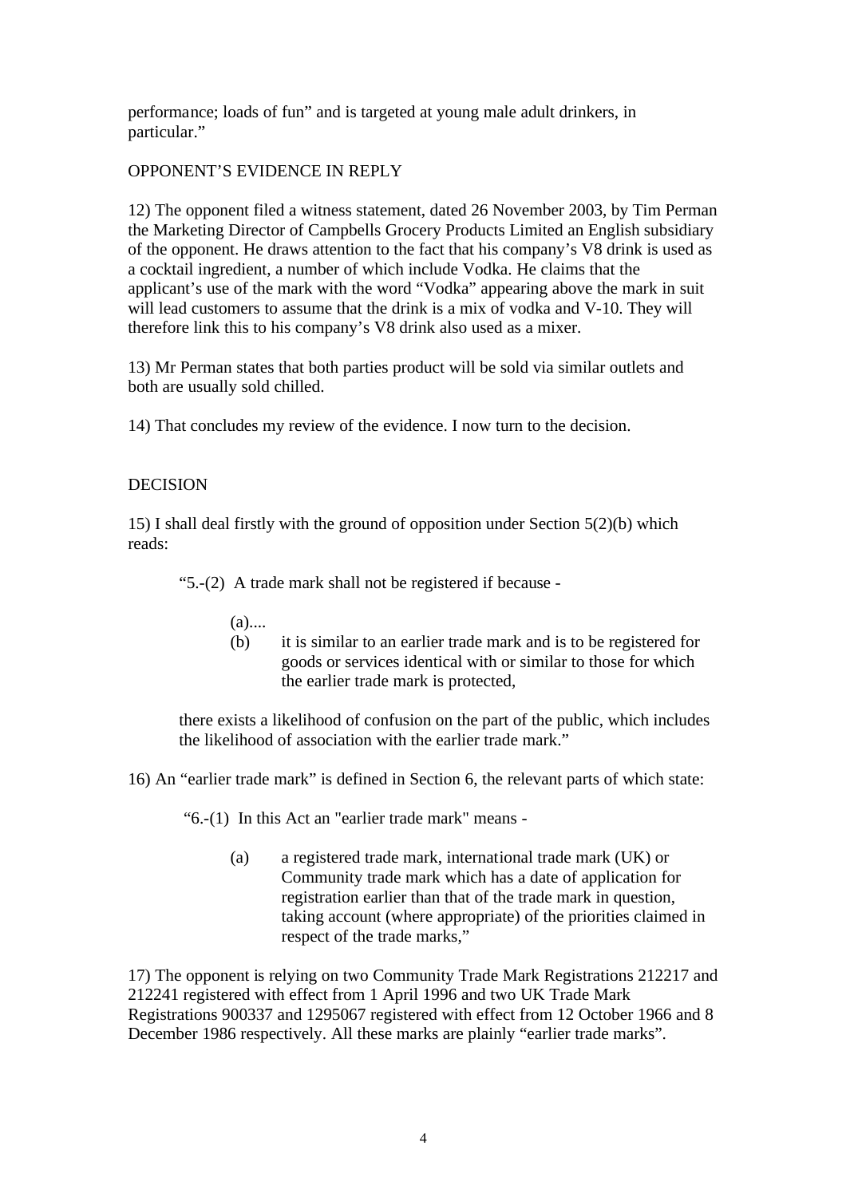performance; loads of fun" and is targeted at young male adult drinkers, in particular."

OPPONENT'S EVIDENCE IN REPLY

12) The opponent filed a witness statement, dated 26 November 2003, by Tim Perman the Marketing Director of Campbells Grocery Products Limited an English subsidiary of the opponent. He draws attention to the fact that his company's V8 drink is used as a cocktail ingredient, a number of which include Vodka. He claims that the applicant's use of the mark with the word "Vodka" appearing above the mark in suit will lead customers to assume that the drink is a mix of vodka and V-10. They will therefore link this to his company's V8 drink also used as a mixer.

13) Mr Perman states that both parties product will be sold via similar outlets and both are usually sold chilled.

14) That concludes my review of the evidence. I now turn to the decision.

DECISION

15) I shall deal firstly with the ground of opposition under Section 5(2)(b) which reads:

> "5.-(2) A trade mark shall not be registered if because -
>
> (a)....
>
> (b) it is similar to an earlier trade mark and is to be registered for goods or services identical with or similar to those for which the earlier trade mark is protected,
>
> there exists a likelihood of confusion on the part of the public, which includes the likelihood of association with the earlier trade mark."

16) An "earlier trade mark" is defined in Section 6, the relevant parts of which state:

> "6.-(1) In this Act an "earlier trade mark" means -
>
> (a) a registered trade mark, international trade mark (UK) or Community trade mark which has a date of application for registration earlier than that of the trade mark in question, taking account (where appropriate) of the priorities claimed in respect of the trade marks,"

17) The opponent is relying on two Community Trade Mark Registrations 212217 and 212241 registered with effect from 1 April 1996 and two UK Trade Mark Registrations 900337 and 1295067 registered with effect from 12 October 1966 and 8 December 1986 respectively. All these marks are plainly "earlier trade marks".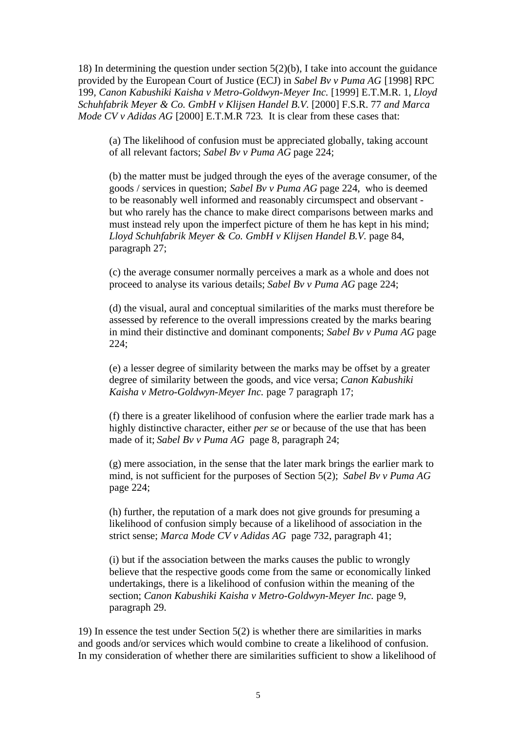18) In determining the question under section 5(2)(b), I take into account the guidance provided by the European Court of Justice (ECJ) in *Sabel Bv v Puma AG* [1998] RPC 199, *Canon Kabushiki Kaisha v Metro-Goldwyn-Meyer Inc.* [1999] E.T.M.R. 1, *Lloyd Schuhfabrik Meyer & Co. GmbH v Klijsen Handel B.V.* [2000] F.S.R. 77 *and Marca Mode CV v Adidas AG* [2000] E.T.M.R 723*.* It is clear from these cases that:

> (a) The likelihood of confusion must be appreciated globally, taking account of all relevant factors; *Sabel Bv v Puma AG* page 224;
>
> (b) the matter must be judged through the eyes of the average consumer, of the goods / services in question; *Sabel Bv v Puma AG* page 224, who is deemed to be reasonably well informed and reasonably circumspect and observant - but who rarely has the chance to make direct comparisons between marks and must instead rely upon the imperfect picture of them he has kept in his mind; *Lloyd Schuhfabrik Meyer & Co. GmbH v Klijsen Handel B.V.* page 84, paragraph 27;
>
> (c) the average consumer normally perceives a mark as a whole and does not proceed to analyse its various details; *Sabel Bv v Puma AG* page 224;
>
> (d) the visual, aural and conceptual similarities of the marks must therefore be assessed by reference to the overall impressions created by the marks bearing in mind their distinctive and dominant components; *Sabel Bv v Puma AG* page 224;
>
> (e) a lesser degree of similarity between the marks may be offset by a greater degree of similarity between the goods, and vice versa; *Canon Kabushiki Kaisha v Metro-Goldwyn-Meyer Inc.* page 7 paragraph 17;
>
> (f) there is a greater likelihood of confusion where the earlier trade mark has a highly distinctive character, either *per se* or because of the use that has been made of it; *Sabel Bv v Puma AG* page 8, paragraph 24;
>
> (g) mere association, in the sense that the later mark brings the earlier mark to mind, is not sufficient for the purposes of Section 5(2); *Sabel Bv v Puma AG* page 224;
>
> (h) further, the reputation of a mark does not give grounds for presuming a likelihood of confusion simply because of a likelihood of association in the strict sense; *Marca Mode CV v Adidas AG* page 732, paragraph 41;
>
> (i) but if the association between the marks causes the public to wrongly believe that the respective goods come from the same or economically linked undertakings, there is a likelihood of confusion within the meaning of the section; *Canon Kabushiki Kaisha v Metro-Goldwyn-Meyer Inc.* page 9, paragraph 29.

19) In essence the test under Section 5(2) is whether there are similarities in marks and goods and/or services which would combine to create a likelihood of confusion. In my consideration of whether there are similarities sufficient to show a likelihood of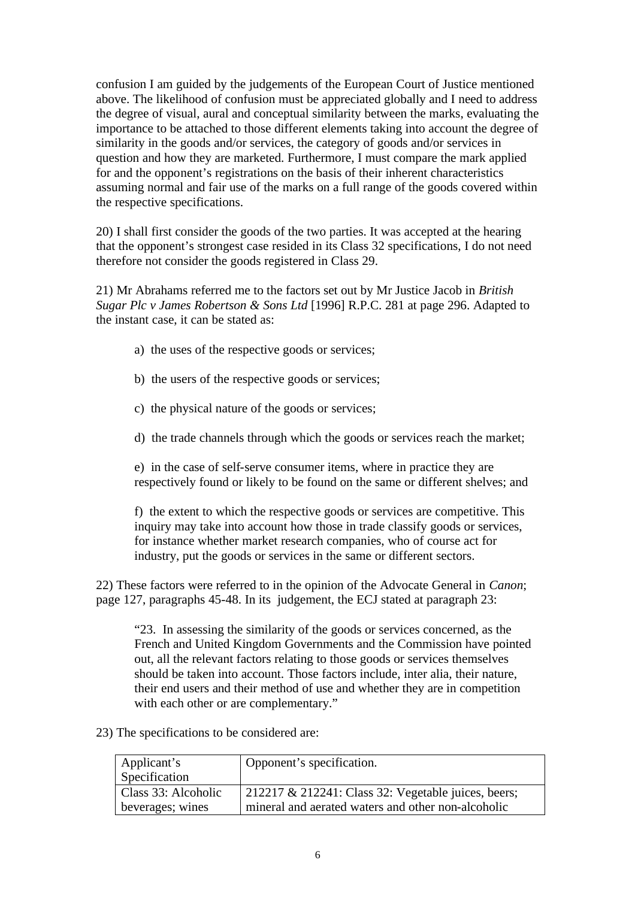confusion I am guided by the judgements of the European Court of Justice mentioned above. The likelihood of confusion must be appreciated globally and I need to address the degree of visual, aural and conceptual similarity between the marks, evaluating the importance to be attached to those different elements taking into account the degree of similarity in the goods and/or services, the category of goods and/or services in question and how they are marketed. Furthermore, I must compare the mark applied for and the opponent's registrations on the basis of their inherent characteristics assuming normal and fair use of the marks on a full range of the goods covered within the respective specifications.

20) I shall first consider the goods of the two parties. It was accepted at the hearing that the opponent's strongest case resided in its Class 32 specifications, I do not need therefore not consider the goods registered in Class 29.

21) Mr Abrahams referred me to the factors set out by Mr Justice Jacob in *British Sugar Plc v James Robertson & Sons Ltd* [1996] R.P.C. 281 at page 296. Adapted to the instant case, it can be stated as:

a) the uses of the respective goods or services;

b) the users of the respective goods or services;

c) the physical nature of the goods or services;

d) the trade channels through which the goods or services reach the market;

e) in the case of self-serve consumer items, where in practice they are respectively found or likely to be found on the same or different shelves; and

f) the extent to which the respective goods or services are competitive. This inquiry may take into account how those in trade classify goods or services, for instance whether market research companies, who of course act for industry, put the goods or services in the same or different sectors.

22) These factors were referred to in the opinion of the Advocate General in *Canon*; page 127, paragraphs 45-48. In its judgement, the ECJ stated at paragraph 23:

> "23. In assessing the similarity of the goods or services concerned, as the French and United Kingdom Governments and the Commission have pointed out, all the relevant factors relating to those goods or services themselves should be taken into account. Those factors include, inter alia, their nature, their end users and their method of use and whether they are in competition with each other or are complementary."

23) The specifications to be considered are:

| Applicant's Specification | Opponent's specification. |
|---|---|
| Class 33: Alcoholic beverages; wines | 212217 & 212241: Class 32: Vegetable juices, beers; mineral and aerated waters and other non-alcoholic |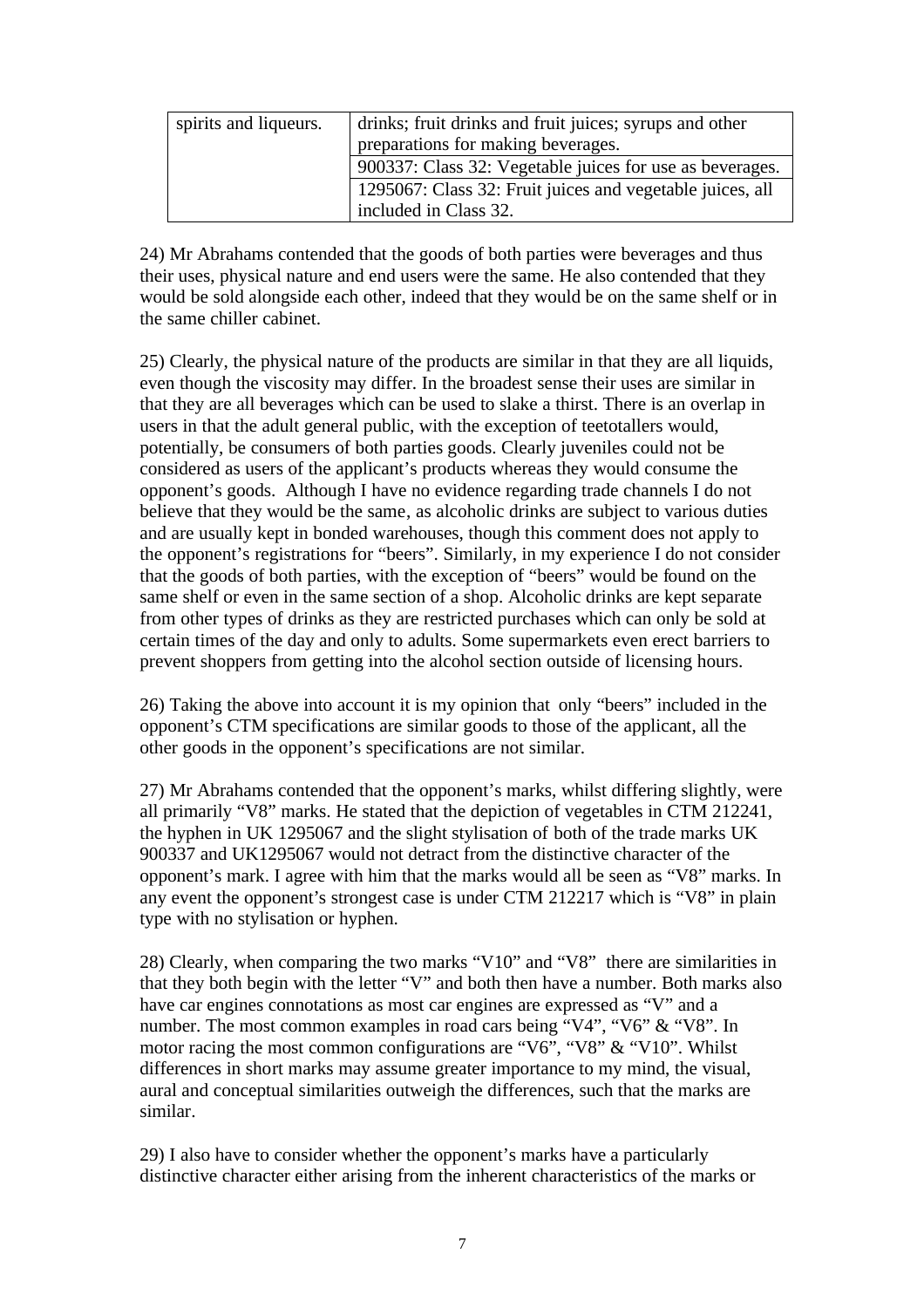| | |
|---|---|
| spirits and liqueurs. | drinks; fruit drinks and fruit juices; syrups and other preparations for making beverages. |
| | 900337: Class 32: Vegetable juices for use as beverages. |
| | 1295067: Class 32: Fruit juices and vegetable juices, all included in Class 32. |

24) Mr Abrahams contended that the goods of both parties were beverages and thus their uses, physical nature and end users were the same. He also contended that they would be sold alongside each other, indeed that they would be on the same shelf or in the same chiller cabinet.

25) Clearly, the physical nature of the products are similar in that they are all liquids, even though the viscosity may differ. In the broadest sense their uses are similar in that they are all beverages which can be used to slake a thirst. There is an overlap in users in that the adult general public, with the exception of teetotallers would, potentially, be consumers of both parties goods. Clearly juveniles could not be considered as users of the applicant's products whereas they would consume the opponent's goods. Although I have no evidence regarding trade channels I do not believe that they would be the same, as alcoholic drinks are subject to various duties and are usually kept in bonded warehouses, though this comment does not apply to the opponent's registrations for "beers". Similarly, in my experience I do not consider that the goods of both parties, with the exception of "beers" would be found on the same shelf or even in the same section of a shop. Alcoholic drinks are kept separate from other types of drinks as they are restricted purchases which can only be sold at certain times of the day and only to adults. Some supermarkets even erect barriers to prevent shoppers from getting into the alcohol section outside of licensing hours.

26) Taking the above into account it is my opinion that only "beers" included in the opponent's CTM specifications are similar goods to those of the applicant, all the other goods in the opponent's specifications are not similar.

27) Mr Abrahams contended that the opponent's marks, whilst differing slightly, were all primarily "V8" marks. He stated that the depiction of vegetables in CTM 212241, the hyphen in UK 1295067 and the slight stylisation of both of the trade marks UK 900337 and UK1295067 would not detract from the distinctive character of the opponent's mark. I agree with him that the marks would all be seen as "V8" marks. In any event the opponent's strongest case is under CTM 212217 which is "V8" in plain type with no stylisation or hyphen.

28) Clearly, when comparing the two marks "V10" and "V8" there are similarities in that they both begin with the letter "V" and both then have a number. Both marks also have car engines connotations as most car engines are expressed as "V" and a number. The most common examples in road cars being "V4", "V6" & "V8". In motor racing the most common configurations are "V6", "V8" & "V10". Whilst differences in short marks may assume greater importance to my mind, the visual, aural and conceptual similarities outweigh the differences, such that the marks are similar.

29) I also have to consider whether the opponent's marks have a particularly distinctive character either arising from the inherent characteristics of the marks or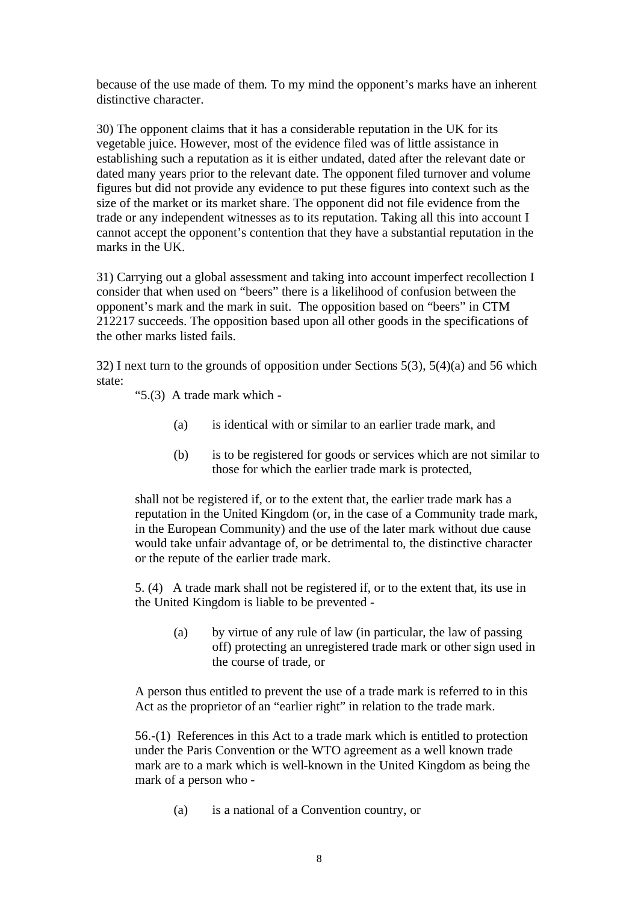because of the use made of them. To my mind the opponent's marks have an inherent distinctive character.

30) The opponent claims that it has a considerable reputation in the UK for its vegetable juice. However, most of the evidence filed was of little assistance in establishing such a reputation as it is either undated, dated after the relevant date or dated many years prior to the relevant date. The opponent filed turnover and volume figures but did not provide any evidence to put these figures into context such as the size of the market or its market share. The opponent did not file evidence from the trade or any independent witnesses as to its reputation. Taking all this into account I cannot accept the opponent's contention that they have a substantial reputation in the marks in the UK.

31) Carrying out a global assessment and taking into account imperfect recollection I consider that when used on "beers" there is a likelihood of confusion between the opponent's mark and the mark in suit. The opposition based on "beers" in CTM 212217 succeeds. The opposition based upon all other goods in the specifications of the other marks listed fails.

32) I next turn to the grounds of opposition under Sections 5(3), 5(4)(a) and 56 which state:

> "5.(3) A trade mark which -
>
> (a) is identical with or similar to an earlier trade mark, and
>
> (b) is to be registered for goods or services which are not similar to those for which the earlier trade mark is protected,
>
> shall not be registered if, or to the extent that, the earlier trade mark has a reputation in the United Kingdom (or, in the case of a Community trade mark, in the European Community) and the use of the later mark without due cause would take unfair advantage of, or be detrimental to, the distinctive character or the repute of the earlier trade mark.
>
> 5. (4) A trade mark shall not be registered if, or to the extent that, its use in the United Kingdom is liable to be prevented -
>
> (a) by virtue of any rule of law (in particular, the law of passing off) protecting an unregistered trade mark or other sign used in the course of trade, or
>
> A person thus entitled to prevent the use of a trade mark is referred to in this Act as the proprietor of an "earlier right" in relation to the trade mark.
>
> 56.-(1) References in this Act to a trade mark which is entitled to protection under the Paris Convention or the WTO agreement as a well known trade mark are to a mark which is well-known in the United Kingdom as being the mark of a person who -
>
> (a) is a national of a Convention country, or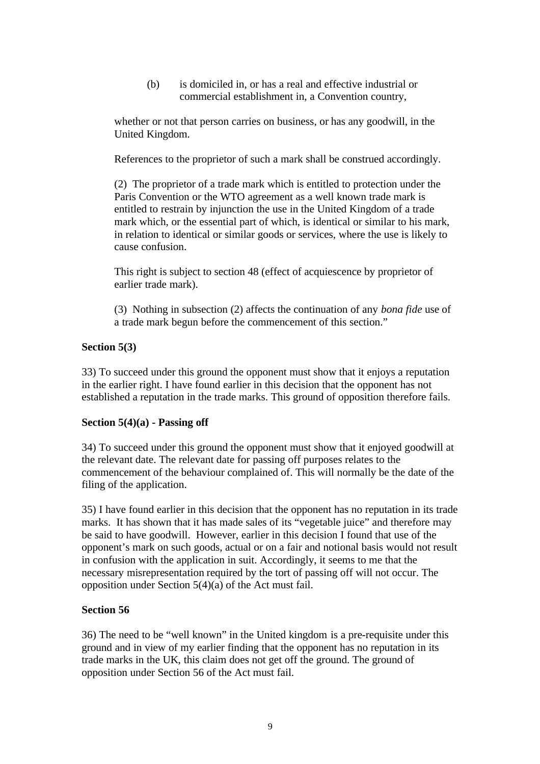(b) is domiciled in, or has a real and effective industrial or commercial establishment in, a Convention country,

whether or not that person carries on business, or has any goodwill, in the United Kingdom.

References to the proprietor of such a mark shall be construed accordingly.

(2) The proprietor of a trade mark which is entitled to protection under the Paris Convention or the WTO agreement as a well known trade mark is entitled to restrain by injunction the use in the United Kingdom of a trade mark which, or the essential part of which, is identical or similar to his mark, in relation to identical or similar goods or services, where the use is likely to cause confusion.

This right is subject to section 48 (effect of acquiescence by proprietor of earlier trade mark).

(3) Nothing in subsection (2) affects the continuation of any *bona fide* use of a trade mark begun before the commencement of this section."

**Section 5(3)**

33) To succeed under this ground the opponent must show that it enjoys a reputation in the earlier right. I have found earlier in this decision that the opponent has not established a reputation in the trade marks. This ground of opposition therefore fails.

**Section 5(4)(a) - Passing off**

34) To succeed under this ground the opponent must show that it enjoyed goodwill at the relevant date. The relevant date for passing off purposes relates to the commencement of the behaviour complained of. This will normally be the date of the filing of the application.

35) I have found earlier in this decision that the opponent has no reputation in its trade marks. It has shown that it has made sales of its "vegetable juice" and therefore may be said to have goodwill. However, earlier in this decision I found that use of the opponent's mark on such goods, actual or on a fair and notional basis would not result in confusion with the application in suit. Accordingly, it seems to me that the necessary misrepresentation required by the tort of passing off will not occur. The opposition under Section 5(4)(a) of the Act must fail.

**Section 56**

36) The need to be "well known" in the United kingdom is a pre-requisite under this ground and in view of my earlier finding that the opponent has no reputation in its trade marks in the UK, this claim does not get off the ground. The ground of opposition under Section 56 of the Act must fail.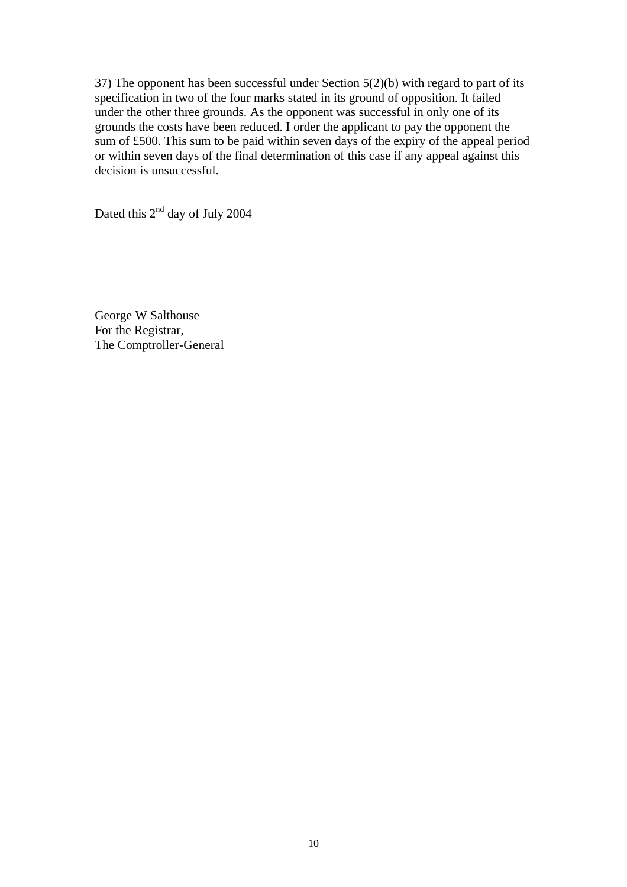37) The opponent has been successful under Section 5(2)(b) with regard to part of its specification in two of the four marks stated in its ground of opposition. It failed under the other three grounds. As the opponent was successful in only one of its grounds the costs have been reduced. I order the applicant to pay the opponent the sum of £500. This sum to be paid within seven days of the expiry of the appeal period or within seven days of the final determination of this case if any appeal against this decision is unsuccessful.

Dated this 2nd day of July 2004

George W Salthouse
For the Registrar,
The Comptroller-General